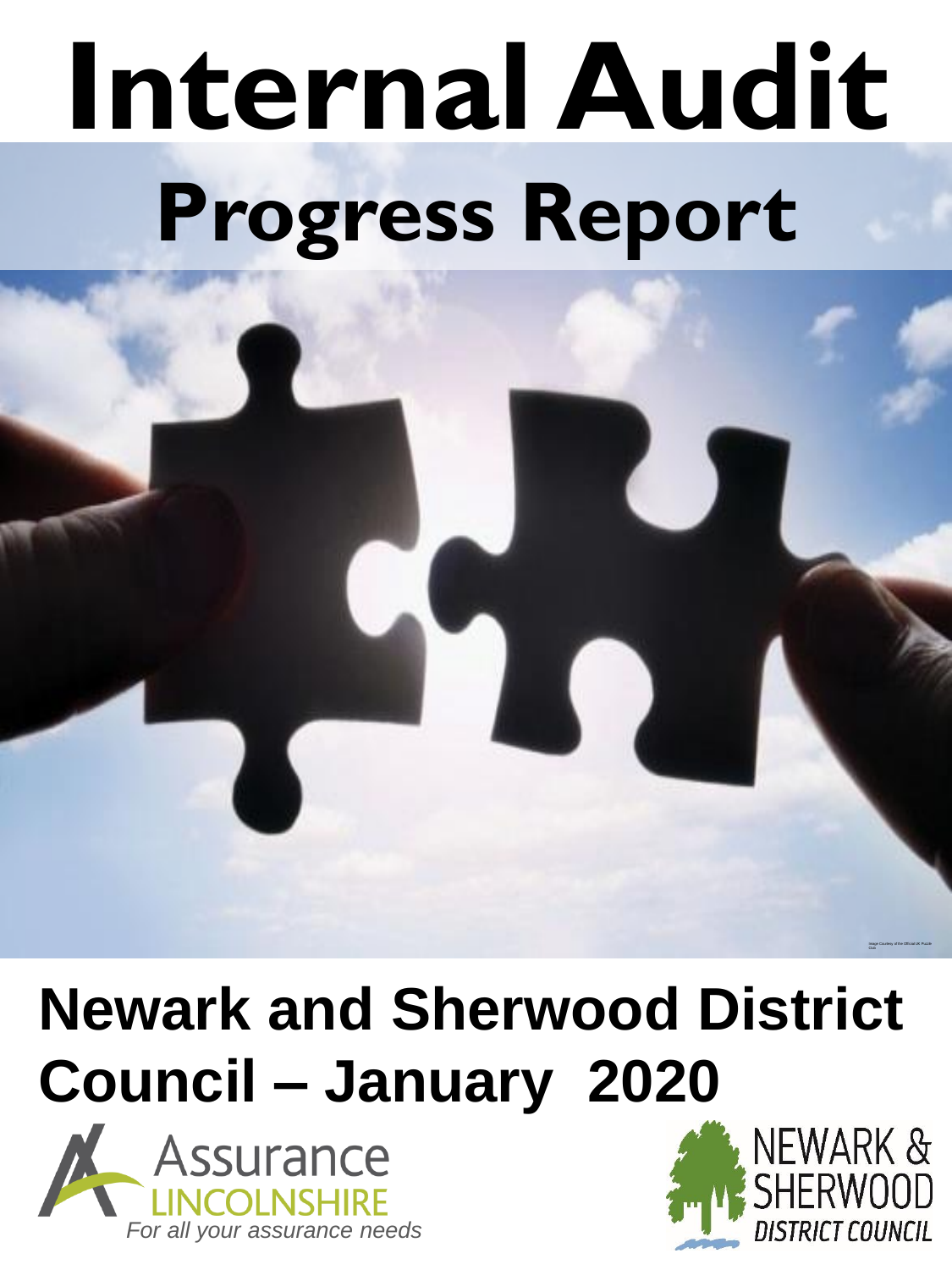# Internal Audit

## Progress Report

Image Courtesy of the Official UK Puzzle Club

## Newark and Sherwood District Council – January 2020

Assurance LINCOLNSHIRE

*For all your assurance needs*

NEWARK & SHERWOOD DISTRICT COUNCIL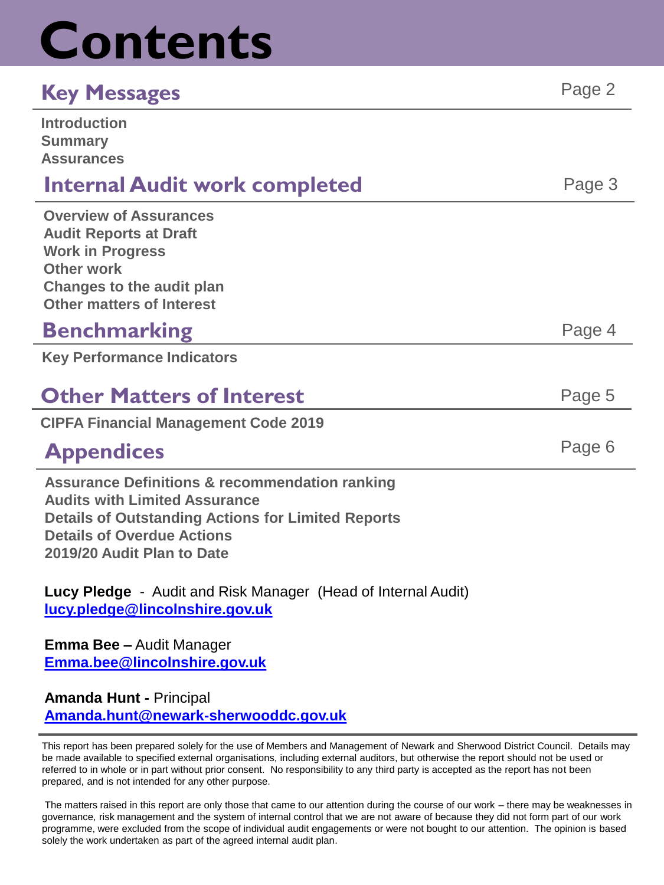# Contents

## Key Messages — Page 2

**Introduction**
**Summary**
**Assurances**

## Internal Audit work completed — Page 3

**Overview of Assurances**
**Audit Reports at Draft**
**Work in Progress**
**Other work**
**Changes to the audit plan**
**Other matters of Interest**

## Benchmarking — Page 4

**Key Performance Indicators**

## Other Matters of Interest — Page 5

**CIPFA Financial Management Code 2019**

## Appendices — Page 6

**Assurance Definitions & recommendation ranking**
**Audits with Limited Assurance**
**Details of Outstanding Actions for Limited Reports**
**Details of Overdue Actions**
**2019/20 Audit Plan to Date**

**Lucy Pledge** - Audit and Risk Manager (Head of Internal Audit)
lucy.pledge@lincolnshire.gov.uk

**Emma Bee –** Audit Manager
Emma.bee@lincolnshire.gov.uk

**Amanda Hunt -** Principal
Amanda.hunt@newark-sherwooddc.gov.uk

This report has been prepared solely for the use of Members and Management of Newark and Sherwood District Council. Details may be made available to specified external organisations, including external auditors, but otherwise the report should not be used or referred to in whole or in part without prior consent. No responsibility to any third party is accepted as the report has not been prepared, and is not intended for any other purpose.

The matters raised in this report are only those that came to our attention during the course of our work – there may be weaknesses in governance, risk management and the system of internal control that we are not aware of because they did not form part of our work programme, were excluded from the scope of individual audit engagements or were not bought to our attention. The opinion is based solely the work undertaken as part of the agreed internal audit plan.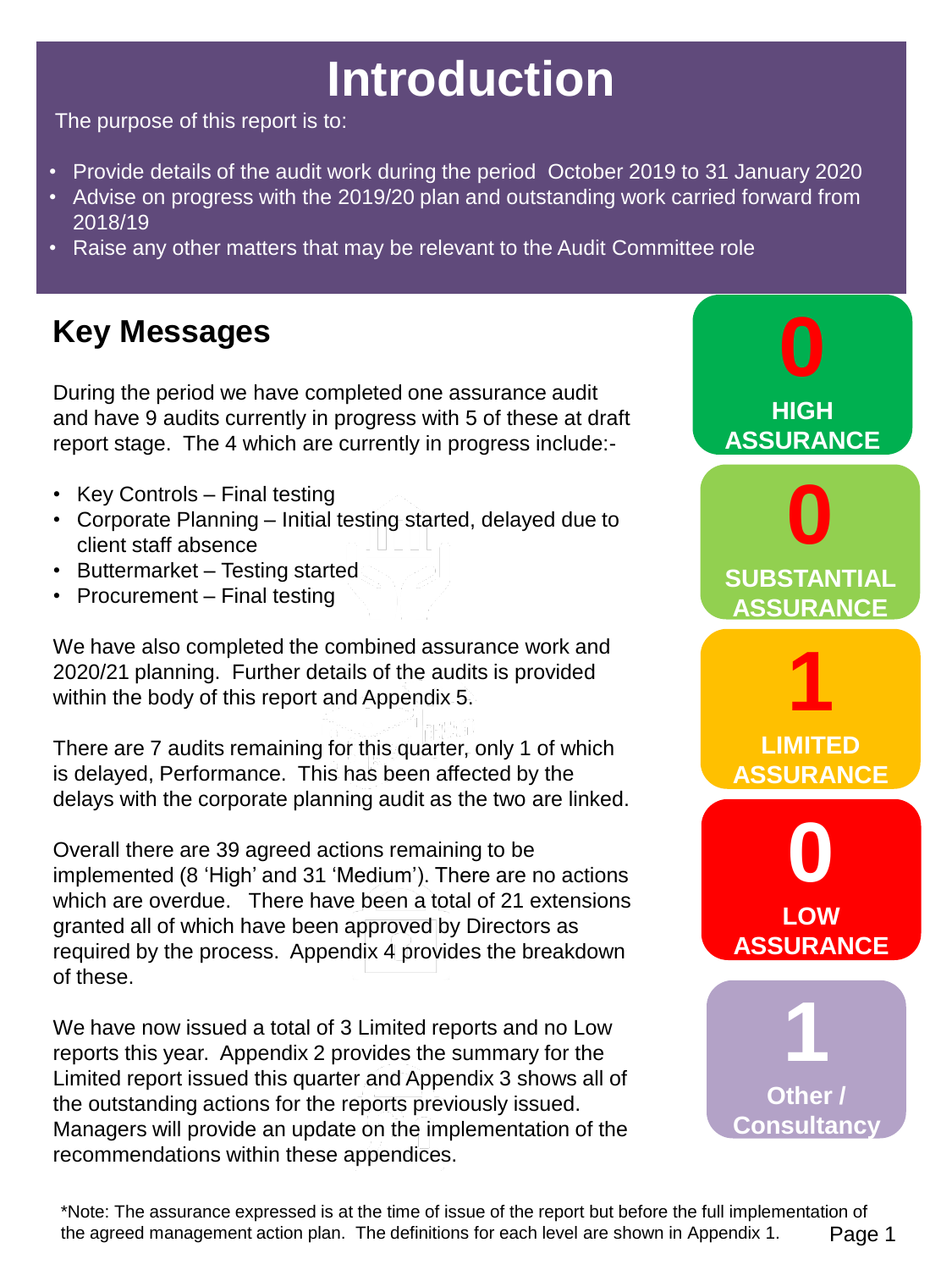# Introduction

The purpose of this report is to:

- Provide details of the audit work during the period October 2019 to 31 January 2020
- Advise on progress with the 2019/20 plan and outstanding work carried forward from 2018/19
- Raise any other matters that may be relevant to the Audit Committee role

## Key Messages

During the period we have completed one assurance audit and have 9 audits currently in progress with 5 of these at draft report stage. The 4 which are currently in progress include:-

- Key Controls – Final testing
- Corporate Planning – Initial testing started, delayed due to client staff absence
- Buttermarket – Testing started
- Procurement – Final testing

We have also completed the combined assurance work and 2020/21 planning. Further details of the audits is provided within the body of this report and Appendix 5.

There are 7 audits remaining for this quarter, only 1 of which is delayed, Performance. This has been affected by the delays with the corporate planning audit as the two are linked.

Overall there are 39 agreed actions remaining to be implemented (8 'High' and 31 'Medium'). There are no actions which are overdue. There have been a total of 21 extensions granted all of which have been approved by Directors as required by the process. Appendix 4 provides the breakdown of these.

We have now issued a total of 3 Limited reports and no Low reports this year. Appendix 2 provides the summary for the Limited report issued this quarter and Appendix 3 shows all of the outstanding actions for the reports previously issued. Managers will provide an update on the implementation of the recommendations within these appendices.

| Assurance Level | Number |
|---|---|
| HIGH ASSURANCE | 0 |
| SUBSTANTIAL ASSURANCE | 0 |
| LIMITED ASSURANCE | 1 |
| LOW ASSURANCE | 0 |
| Other / Consultancy | 1 |

*Note: The assurance expressed is at the time of issue of the report but before the full implementation of the agreed management action plan. The definitions for each level are shown in Appendix 1.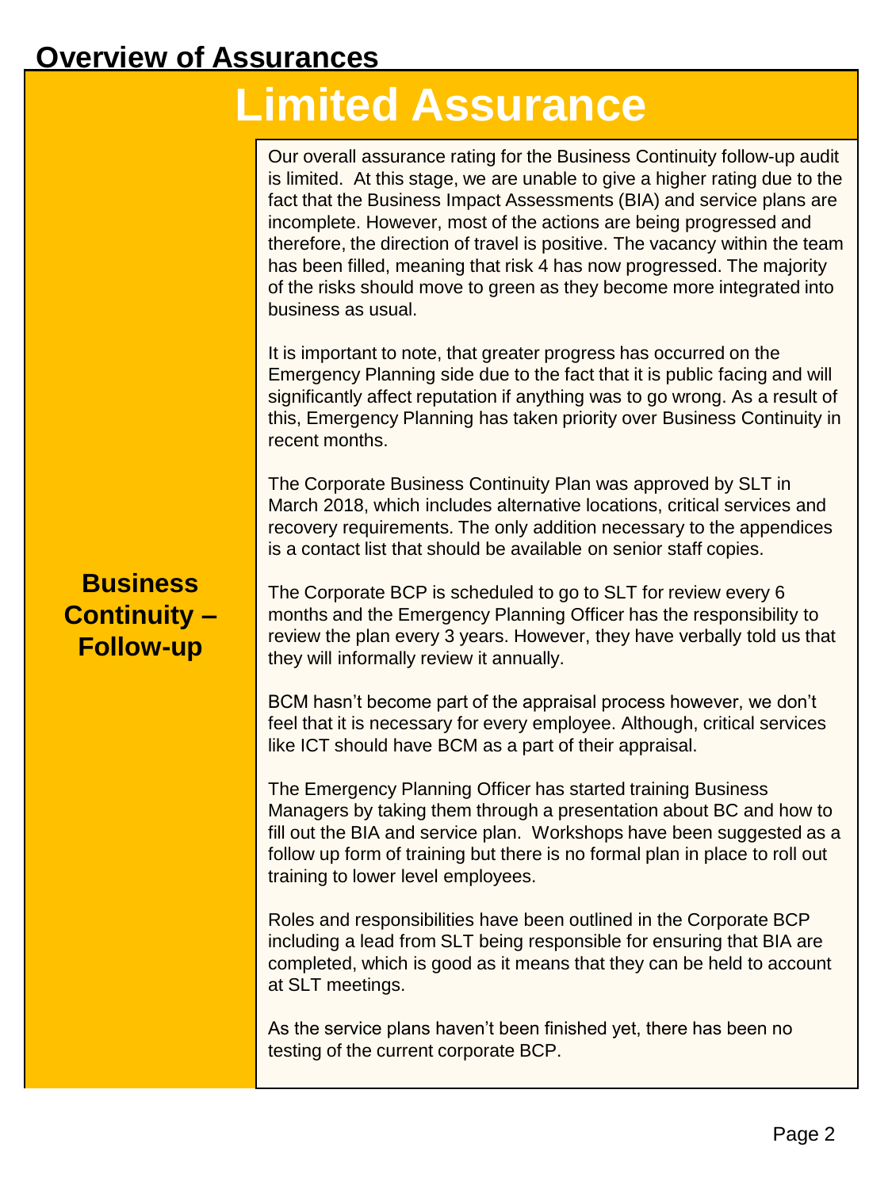## Overview of Assurances

# Limited Assurance

| **Business Continuity – Follow-up** | Our overall assurance rating for the Business Continuity follow-up audit is limited. At this stage, we are unable to give a higher rating due to the fact that the Business Impact Assessments (BIA) and service plans are incomplete. However, most of the actions are being progressed and therefore, the direction of travel is positive. The vacancy within the team has been filled, meaning that risk 4 has now progressed. The majority of the risks should move to green as they become more integrated into business as usual.<br><br>It is important to note, that greater progress has occurred on the Emergency Planning side due to the fact that it is public facing and will significantly affect reputation if anything was to go wrong. As a result of this, Emergency Planning has taken priority over Business Continuity in recent months.<br><br>The Corporate Business Continuity Plan was approved by SLT in March 2018, which includes alternative locations, critical services and recovery requirements. The only addition necessary to the appendices is a contact list that should be available on senior staff copies.<br><br>The Corporate BCP is scheduled to go to SLT for review every 6 months and the Emergency Planning Officer has the responsibility to review the plan every 3 years. However, they have verbally told us that they will informally review it annually.<br><br>BCM hasn't become part of the appraisal process however, we don't feel that it is necessary for every employee. Although, critical services like ICT should have BCM as a part of their appraisal.<br><br>The Emergency Planning Officer has started training Business Managers by taking them through a presentation about BC and how to fill out the BIA and service plan. Workshops have been suggested as a follow up form of training but there is no formal plan in place to roll out training to lower level employees.<br><br>Roles and responsibilities have been outlined in the Corporate BCP including a lead from SLT being responsible for ensuring that BIA are completed, which is good as it means that they can be held to account at SLT meetings.<br><br>As the service plans haven't been finished yet, there has been no testing of the current corporate BCP. |
|---|---|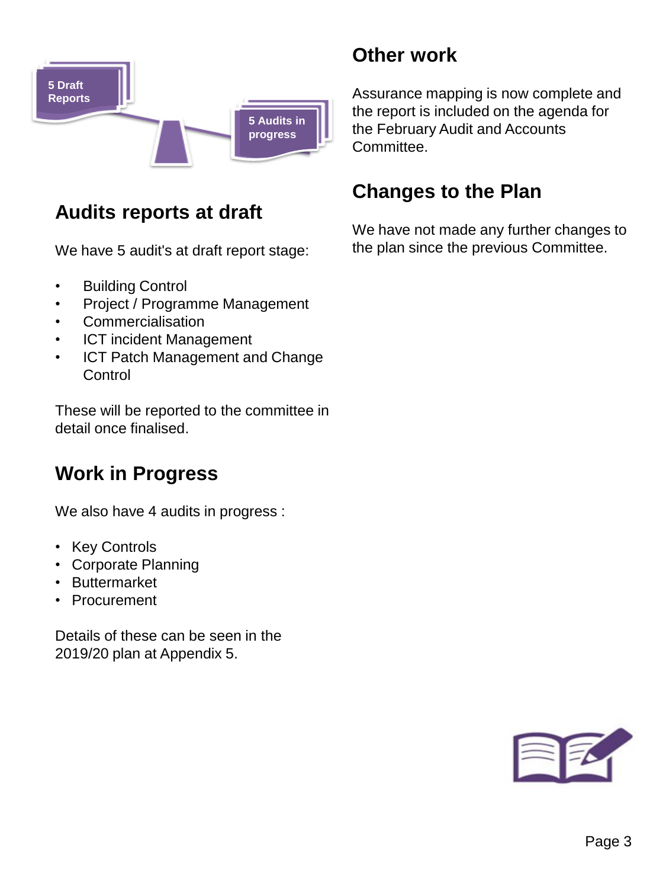5 Draft Reports

5 Audits in progress

## Audits reports at draft

We have 5 audit's at draft report stage:

- Building Control
- Project / Programme Management
- Commercialisation
- ICT incident Management
- ICT Patch Management and Change Control

These will be reported to the committee in detail once finalised.

## Work in Progress

We also have 4 audits in progress :

- Key Controls
- Corporate Planning
- Buttermarket
- Procurement

Details of these can be seen in the 2019/20 plan at Appendix 5.

## Other work

Assurance mapping is now complete and the report is included on the agenda for the February Audit and Accounts Committee.

## Changes to the Plan

We have not made any further changes to the plan since the previous Committee.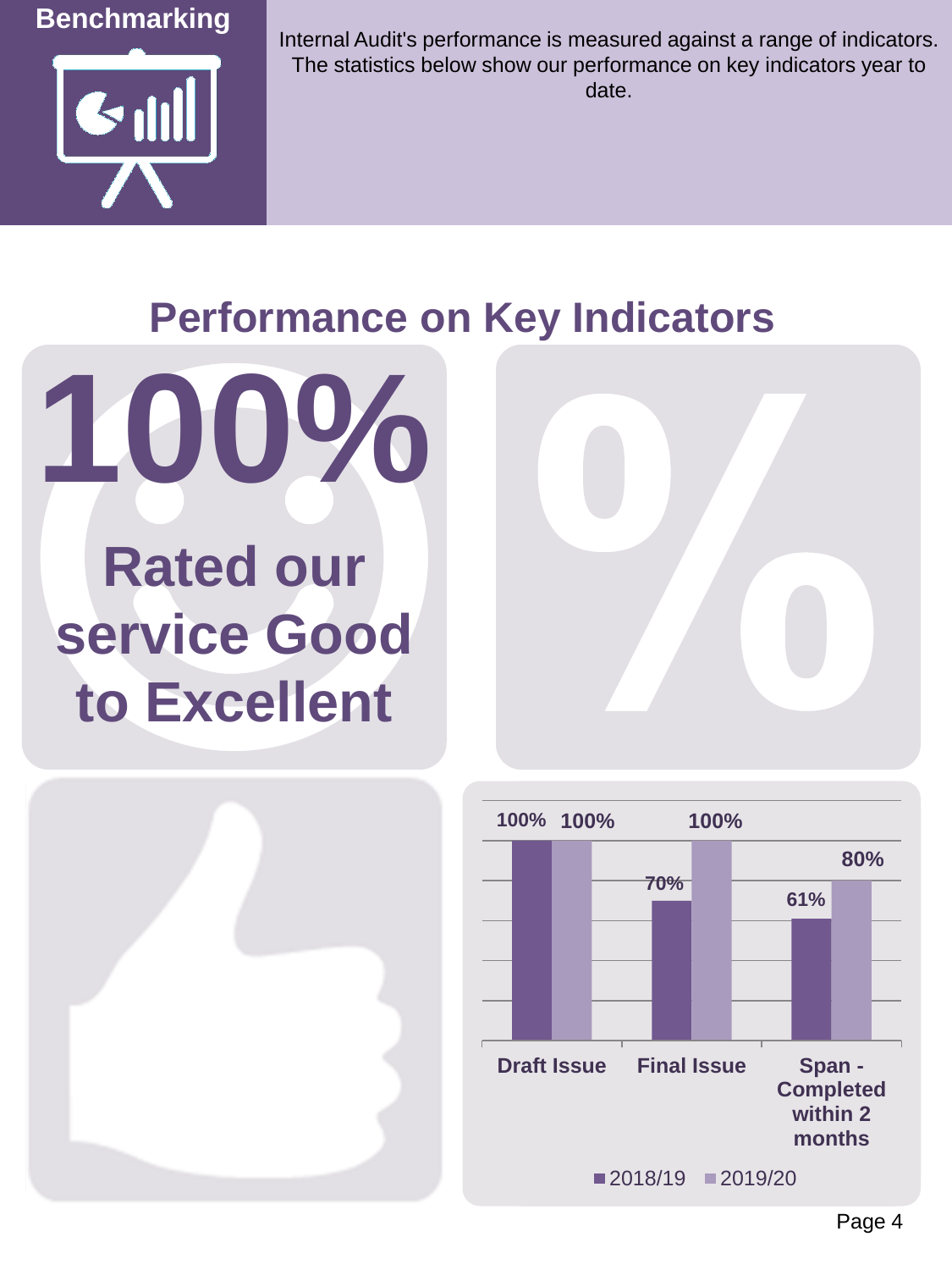## Benchmarking

Internal Audit's performance is measured against a range of indicators. The statistics below show our performance on key indicators year to date.

# Performance on Key Indicators

**100%**

**Rated our service Good to Excellent**

| | 2018/19 | 2019/20 |
|---|---|---|
| Draft Issue | 100% | 100% |
| Final Issue | 70% | 100% |
| Span - Completed within 2 months | 61% | 80% |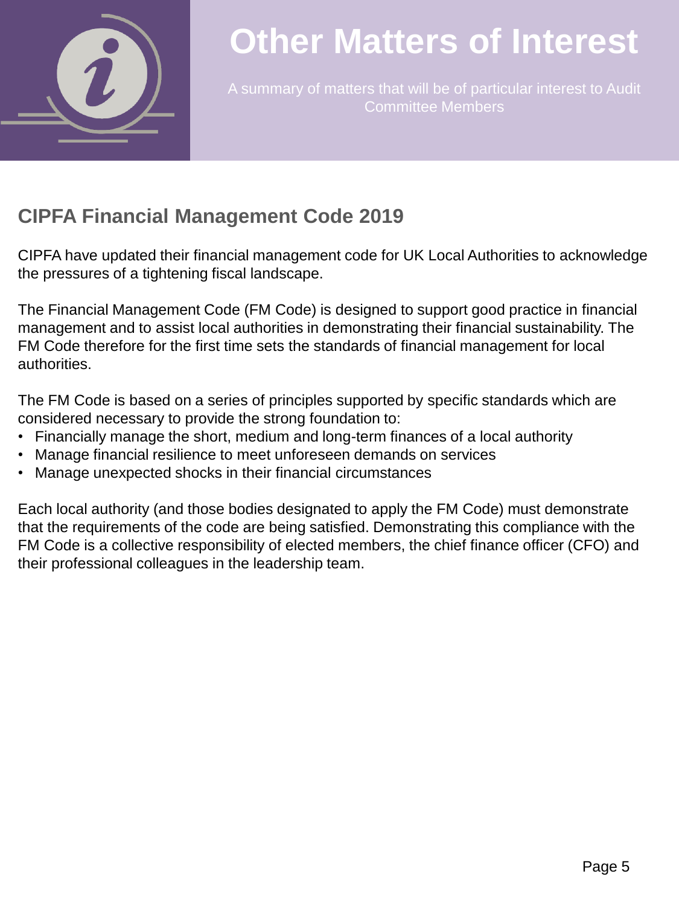# Other Matters of Interest

A summary of matters that will be of particular interest to Audit Committee Members

## CIPFA Financial Management Code 2019

CIPFA have updated their financial management code for UK Local Authorities to acknowledge the pressures of a tightening fiscal landscape.

The Financial Management Code (FM Code) is designed to support good practice in financial management and to assist local authorities in demonstrating their financial sustainability. The FM Code therefore for the first time sets the standards of financial management for local authorities.

The FM Code is based on a series of principles supported by specific standards which are considered necessary to provide the strong foundation to:

- Financially manage the short, medium and long-term finances of a local authority
- Manage financial resilience to meet unforeseen demands on services
- Manage unexpected shocks in their financial circumstances

Each local authority (and those bodies designated to apply the FM Code) must demonstrate that the requirements of the code are being satisfied. Demonstrating this compliance with the FM Code is a collective responsibility of elected members, the chief finance officer (CFO) and their professional colleagues in the leadership team.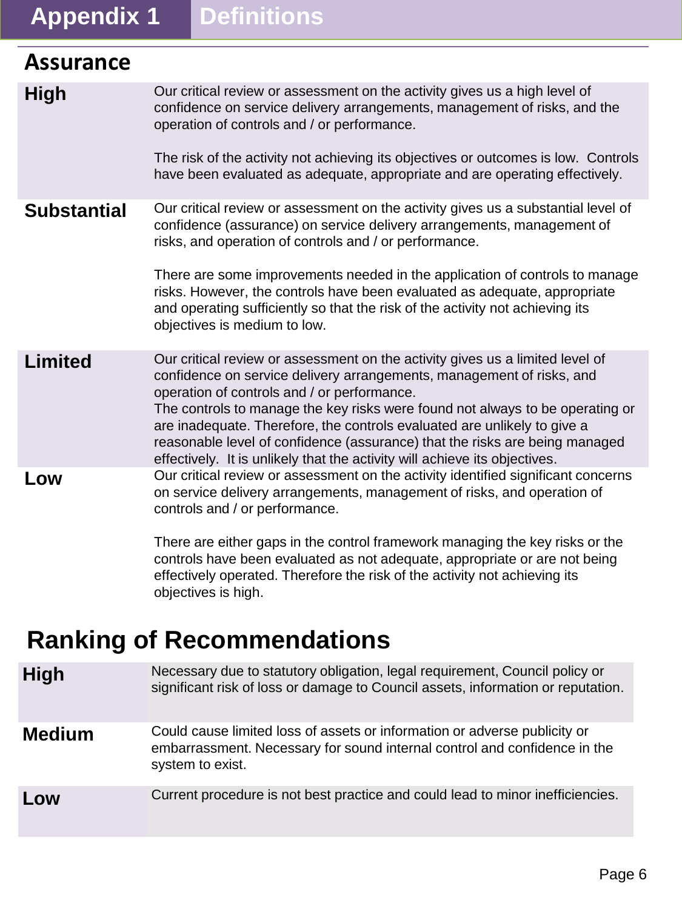# Appendix 1 Definitions

## Assurance

| | |
|---|---|
| **High** | Our critical review or assessment on the activity gives us a high level of confidence on service delivery arrangements, management of risks, and the operation of controls and / or performance.<br><br>The risk of the activity not achieving its objectives or outcomes is low. Controls have been evaluated as adequate, appropriate and are operating effectively. |
| **Substantial** | Our critical review or assessment on the activity gives us a substantial level of confidence (assurance) on service delivery arrangements, management of risks, and operation of controls and / or performance.<br><br>There are some improvements needed in the application of controls to manage risks. However, the controls have been evaluated as adequate, appropriate and operating sufficiently so that the risk of the activity not achieving its objectives is medium to low. |
| **Limited** | Our critical review or assessment on the activity gives us a limited level of confidence on service delivery arrangements, management of risks, and operation of controls and / or performance.<br>The controls to manage the key risks were found not always to be operating or are inadequate. Therefore, the controls evaluated are unlikely to give a reasonable level of confidence (assurance) that the risks are being managed effectively. It is unlikely that the activity will achieve its objectives. |
| **Low** | Our critical review or assessment on the activity identified significant concerns on service delivery arrangements, management of risks, and operation of controls and / or performance.<br><br>There are either gaps in the control framework managing the key risks or the controls have been evaluated as not adequate, appropriate or are not being effectively operated. Therefore the risk of the activity not achieving its objectives is high. |

## Ranking of Recommendations

| | |
|---|---|
| **High** | Necessary due to statutory obligation, legal requirement, Council policy or significant risk of loss or damage to Council assets, information or reputation. |
| **Medium** | Could cause limited loss of assets or information or adverse publicity or embarrassment. Necessary for sound internal control and confidence in the system to exist. |
| **Low** | Current procedure is not best practice and could lead to minor inefficiencies. |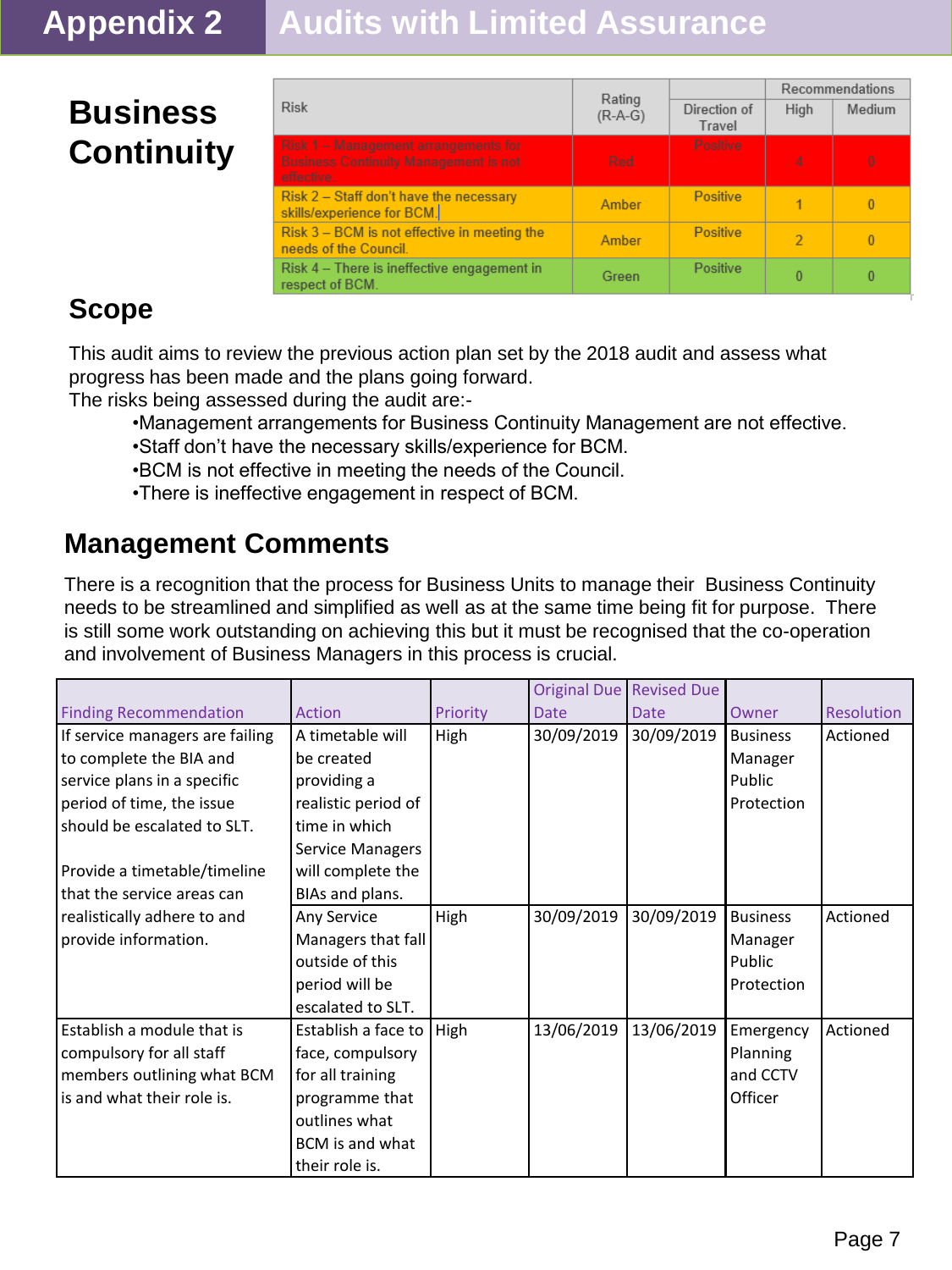# Appendix 2 Audits with Limited Assurance

## Business Continuity

| Risk | Rating (R-A-G) | Direction of Travel | Recommendations | |
|---|---|---|---|---|
| | | | High | Medium |
| Risk 1 – Management arrangements for Business Continuity Management is not effective. | Red | Positive | 4 | 0 |
| Risk 2 – Staff don't have the necessary skills/experience for BCM. | Amber | Positive | 1 | 0 |
| Risk 3 – BCM is not effective in meeting the needs of the Council. | Amber | Positive | 2 | 0 |
| Risk 4 – There is ineffective engagement in respect of BCM. | Green | Positive | 0 | 0 |

## Scope

This audit aims to review the previous action plan set by the 2018 audit and assess what progress has been made and the plans going forward.
The risks being assessed during the audit are:-

- Management arrangements for Business Continuity Management are not effective.
- Staff don't have the necessary skills/experience for BCM.
- BCM is not effective in meeting the needs of the Council.
- There is ineffective engagement in respect of BCM.

## Management Comments

There is a recognition that the process for Business Units to manage their Business Continuity needs to be streamlined and simplified as well as at the same time being fit for purpose. There is still some work outstanding on achieving this but it must be recognised that the co-operation and involvement of Business Managers in this process is crucial.

| Finding Recommendation | Action | Priority | Original Due Date | Revised Due Date | Owner | Resolution |
|---|---|---|---|---|---|---|
| If service managers are failing to complete the BIA and service plans in a specific period of time, the issue should be escalated to SLT.<br><br>Provide a timetable/timeline that the service areas can realistically adhere to and provide information. | A timetable will be created providing a realistic period of time in which Service Managers will complete the BIAs and plans. | High | 30/09/2019 | 30/09/2019 | Business Manager Public Protection | Actioned |
| | Any Service Managers that fall outside of this period will be escalated to SLT. | High | 30/09/2019 | 30/09/2019 | Business Manager Public Protection | Actioned |
| Establish a module that is compulsory for all staff members outlining what BCM is and what their role is. | Establish a face to face, compulsory for all training programme that outlines what BCM is and what their role is. | High | 13/06/2019 | 13/06/2019 | Emergency Planning and CCTV Officer | Actioned |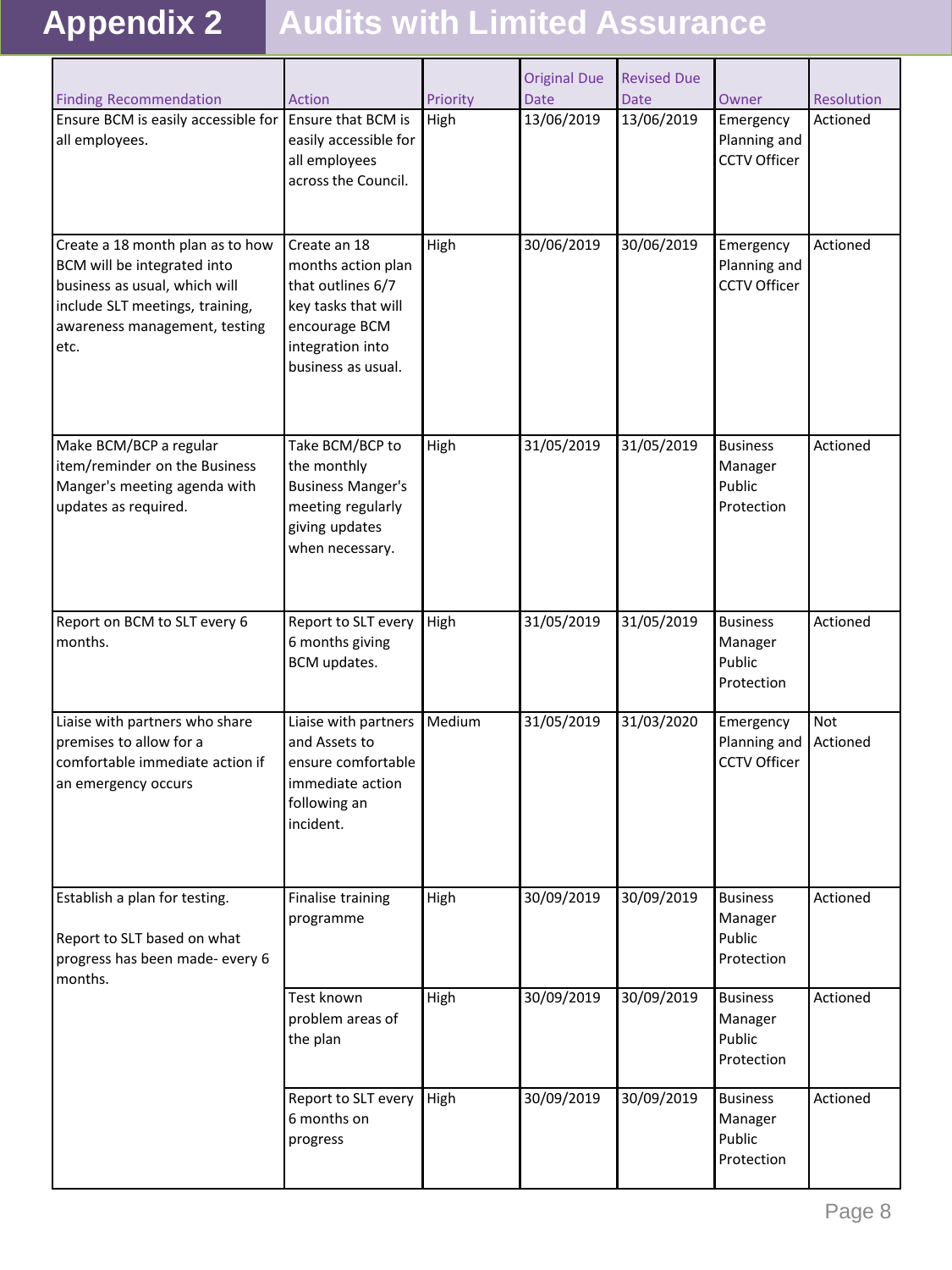# Appendix 2 Audits with Limited Assurance

| Finding Recommendation | Action | Priority | Original Due Date | Revised Due Date | Owner | Resolution |
|---|---|---|---|---|---|---|
| Ensure BCM is easily accessible for all employees. | Ensure that BCM is easily accessible for all employees across the Council. | High | 13/06/2019 | 13/06/2019 | Emergency Planning and CCTV Officer | Actioned |
| Create a 18 month plan as to how BCM will be integrated into business as usual, which will include SLT meetings, training, awareness management, testing etc. | Create an 18 months action plan that outlines 6/7 key tasks that will encourage BCM integration into business as usual. | High | 30/06/2019 | 30/06/2019 | Emergency Planning and CCTV Officer | Actioned |
| Make BCM/BCP a regular item/reminder on the Business Manger's meeting agenda with updates as required. | Take BCM/BCP to the monthly Business Manger's meeting regularly giving updates when necessary. | High | 31/05/2019 | 31/05/2019 | Business Manager Public Protection | Actioned |
| Report on BCM to SLT every 6 months. | Report to SLT every 6 months giving BCM updates. | High | 31/05/2019 | 31/05/2019 | Business Manager Public Protection | Actioned |
| Liaise with partners who share premises to allow for a comfortable immediate action if an emergency occurs | Liaise with partners and Assets to ensure comfortable immediate action following an incident. | Medium | 31/05/2019 | 31/03/2020 | Emergency Planning and CCTV Officer | Not Actioned |
| Establish a plan for testing.<br><br>Report to SLT based on what progress has been made- every 6 months. | Finalise training programme | High | 30/09/2019 | 30/09/2019 | Business Manager Public Protection | Actioned |
| | Test known problem areas of the plan | High | 30/09/2019 | 30/09/2019 | Business Manager Public Protection | Actioned |
| | Report to SLT every 6 months on progress | High | 30/09/2019 | 30/09/2019 | Business Manager Public Protection | Actioned |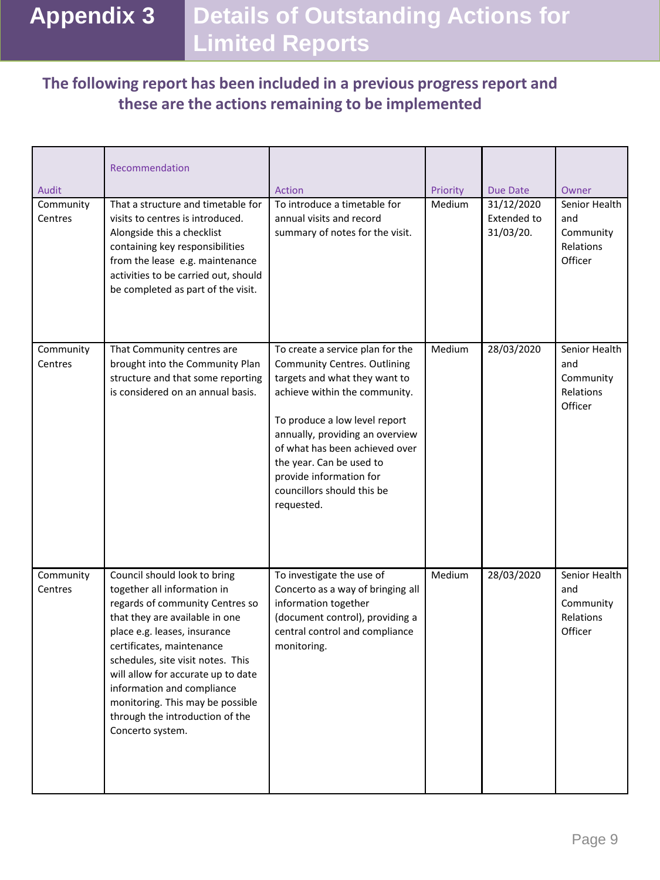# Appendix 3 Details of Outstanding Actions for Limited Reports

**The following report has been included in a previous progress report and these are the actions remaining to be implemented**

| Audit | Recommendation | Action | Priority | Due Date | Owner |
|---|---|---|---|---|---|
| Community Centres | That a structure and timetable for visits to centres is introduced. Alongside this a checklist containing key responsibilities from the lease e.g. maintenance activities to be carried out, should be completed as part of the visit. | To introduce a timetable for annual visits and record summary of notes for the visit. | Medium | 31/12/2020 Extended to 31/03/20. | Senior Health and Community Relations Officer |
| Community Centres | That Community centres are brought into the Community Plan structure and that some reporting is considered on an annual basis. | To create a service plan for the Community Centres. Outlining targets and what they want to achieve within the community.<br><br>To produce a low level report annually, providing an overview of what has been achieved over the year. Can be used to provide information for councillors should this be requested. | Medium | 28/03/2020 | Senior Health and Community Relations Officer |
| Community Centres | Council should look to bring together all information in regards of community Centres so that they are available in one place e.g. leases, insurance certificates, maintenance schedules, site visit notes. This will allow for accurate up to date information and compliance monitoring. This may be possible through the introduction of the Concerto system. | To investigate the use of Concerto as a way of bringing all information together (document control), providing a central control and compliance monitoring. | Medium | 28/03/2020 | Senior Health and Community Relations Officer |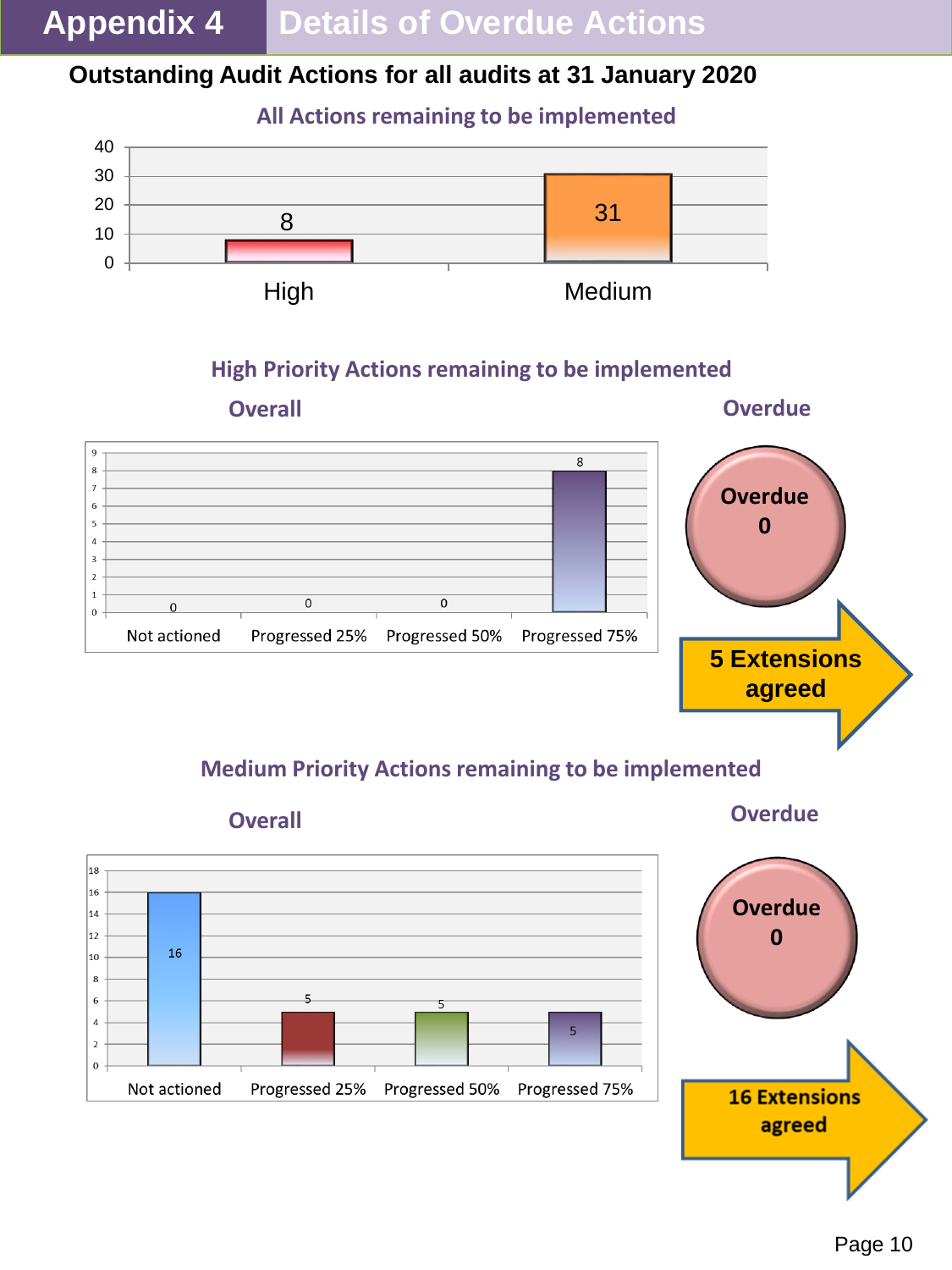# Appendix 4 Details of Overdue Actions

## Outstanding Audit Actions for all audits at 31 January 2020

### All Actions remaining to be implemented

| Priority | Actions |
|---|---|
| High | 8 |
| Medium | 31 |

### High Priority Actions remaining to be implemented

**Overall**

| Status | Actions |
|---|---|
| Not actioned | 0 |
| Progressed 25% | 0 |
| Progressed 50% | 0 |
| Progressed 75% | 8 |

**Overdue**

Overdue 0

5 Extensions agreed

### Medium Priority Actions remaining to be implemented

**Overall**

| Status | Actions |
|---|---|
| Not actioned | 16 |
| Progressed 25% | 5 |
| Progressed 50% | 5 |
| Progressed 75% | 5 |

**Overdue**

Overdue 0

16 Extensions agreed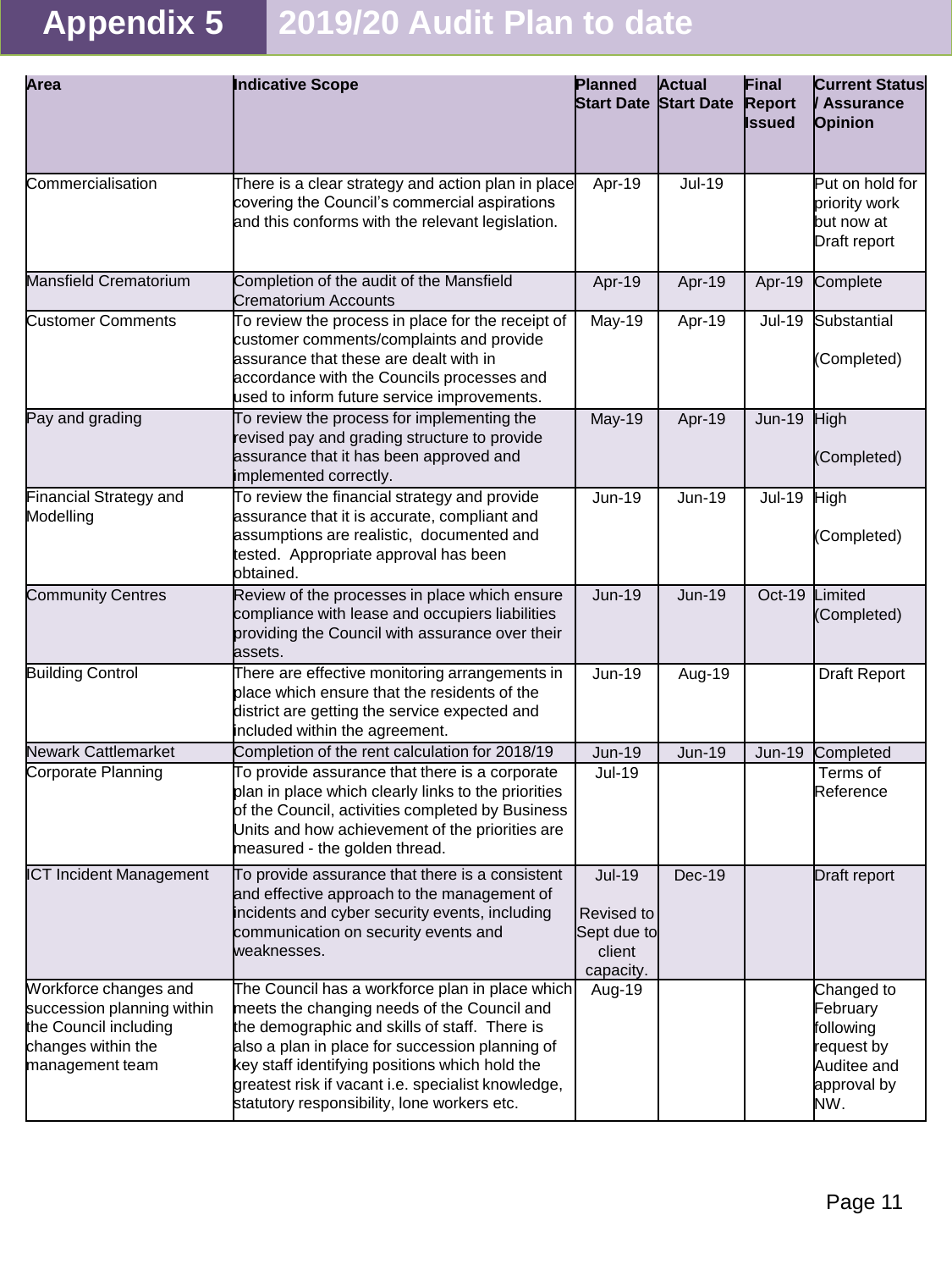# Appendix 5 2019/20 Audit Plan to date

| Area | Indicative Scope | Planned Start Date | Actual Start Date | Final Report Issued | Current Status / Assurance Opinion |
|---|---|---|---|---|---|
| Commercialisation | There is a clear strategy and action plan in place covering the Council's commercial aspirations and this conforms with the relevant legislation. | Apr-19 | Jul-19 | | Put on hold for priority work but now at Draft report |
| Mansfield Crematorium | Completion of the audit of the Mansfield Crematorium Accounts | Apr-19 | Apr-19 | Apr-19 | Complete |
| Customer Comments | To review the process in place for the receipt of customer comments/complaints and provide assurance that these are dealt with in accordance with the Councils processes and used to inform future service improvements. | May-19 | Apr-19 | Jul-19 | Substantial (Completed) |
| Pay and grading | To review the process for implementing the revised pay and grading structure to provide assurance that it has been approved and implemented correctly. | May-19 | Apr-19 | Jun-19 | High (Completed) |
| Financial Strategy and Modelling | To review the financial strategy and provide assurance that it is accurate, compliant and assumptions are realistic, documented and tested. Appropriate approval has been obtained. | Jun-19 | Jun-19 | Jul-19 | High (Completed) |
| Community Centres | Review of the processes in place which ensure compliance with lease and occupiers liabilities providing the Council with assurance over their assets. | Jun-19 | Jun-19 | Oct-19 | Limited (Completed) |
| Building Control | There are effective monitoring arrangements in place which ensure that the residents of the district are getting the service expected and included within the agreement. | Jun-19 | Aug-19 | | Draft Report |
| Newark Cattlemarket | Completion of the rent calculation for 2018/19 | Jun-19 | Jun-19 | Jun-19 | Completed |
| Corporate Planning | To provide assurance that there is a corporate plan in place which clearly links to the priorities of the Council, activities completed by Business Units and how achievement of the priorities are measured - the golden thread. | Jul-19 | | | Terms of Reference |
| ICT Incident Management | To provide assurance that there is a consistent and effective approach to the management of incidents and cyber security events, including communication on security events and weaknesses. | Jul-19 Revised to Sept due to client capacity. | Dec-19 | | Draft report |
| Workforce changes and succession planning within the Council including changes within the management team | The Council has a workforce plan in place which meets the changing needs of the Council and the demographic and skills of staff. There is also a plan in place for succession planning of key staff identifying positions which hold the greatest risk if vacant i.e. specialist knowledge, statutory responsibility, lone workers etc. | Aug-19 | | | Changed to February following request by Auditee and approval by NW. |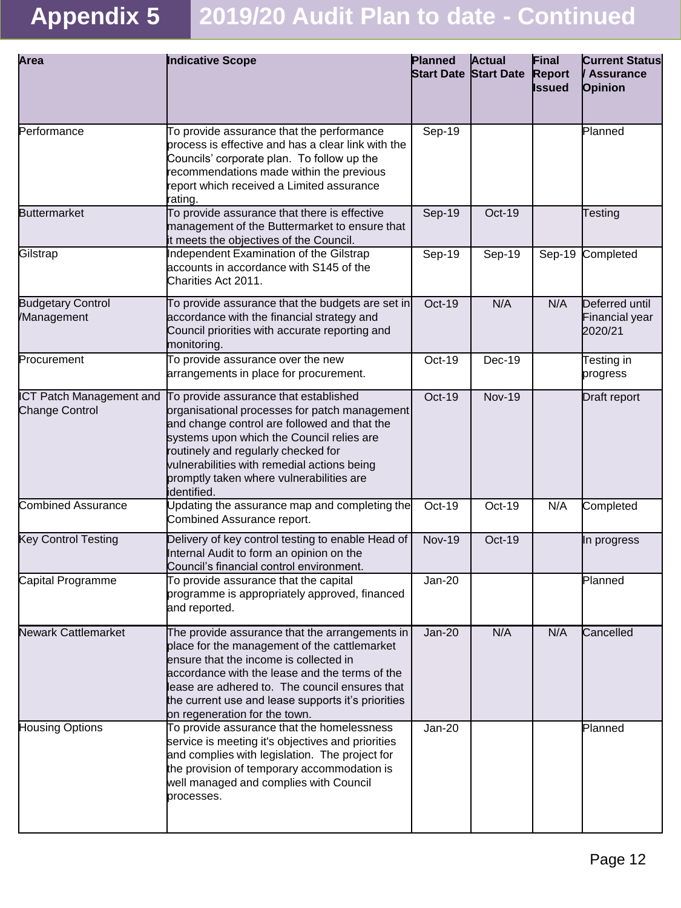# Appendix 5 2019/20 Audit Plan to date - Continued

| Area | Indicative Scope | Planned Start Date | Actual Start Date | Final Report Issued | Current Status / Assurance Opinion |
|---|---|---|---|---|---|
| Performance | To provide assurance that the performance process is effective and has a clear link with the Councils' corporate plan. To follow up the recommendations made within the previous report which received a Limited assurance rating. | Sep-19 | | | Planned |
| Buttermarket | To provide assurance that there is effective management of the Buttermarket to ensure that it meets the objectives of the Council. | Sep-19 | Oct-19 | | Testing |
| Gilstrap | Independent Examination of the Gilstrap accounts in accordance with S145 of the Charities Act 2011. | Sep-19 | Sep-19 | Sep-19 | Completed |
| Budgetary Control /Management | To provide assurance that the budgets are set in accordance with the financial strategy and Council priorities with accurate reporting and monitoring. | Oct-19 | N/A | N/A | Deferred until Financial year 2020/21 |
| Procurement | To provide assurance over the new arrangements in place for procurement. | Oct-19 | Dec-19 | | Testing in progress |
| ICT Patch Management and Change Control | To provide assurance that established organisational processes for patch management and change control are followed and that the systems upon which the Council relies are routinely and regularly checked for vulnerabilities with remedial actions being promptly taken where vulnerabilities are identified. | Oct-19 | Nov-19 | | Draft report |
| Combined Assurance | Updating the assurance map and completing the Combined Assurance report. | Oct-19 | Oct-19 | N/A | Completed |
| Key Control Testing | Delivery of key control testing to enable Head of Internal Audit to form an opinion on the Council's financial control environment. | Nov-19 | Oct-19 | | In progress |
| Capital Programme | To provide assurance that the capital programme is appropriately approved, financed and reported. | Jan-20 | | | Planned |
| Newark Cattlemarket | The provide assurance that the arrangements in place for the management of the cattlemarket ensure that the income is collected in accordance with the lease and the terms of the lease are adhered to. The council ensures that the current use and lease supports it's priorities on regeneration for the town. | Jan-20 | N/A | N/A | Cancelled |
| Housing Options | To provide assurance that the homelessness service is meeting it's objectives and priorities and complies with legislation. The project for the provision of temporary accommodation is well managed and complies with Council processes. | Jan-20 | | | Planned |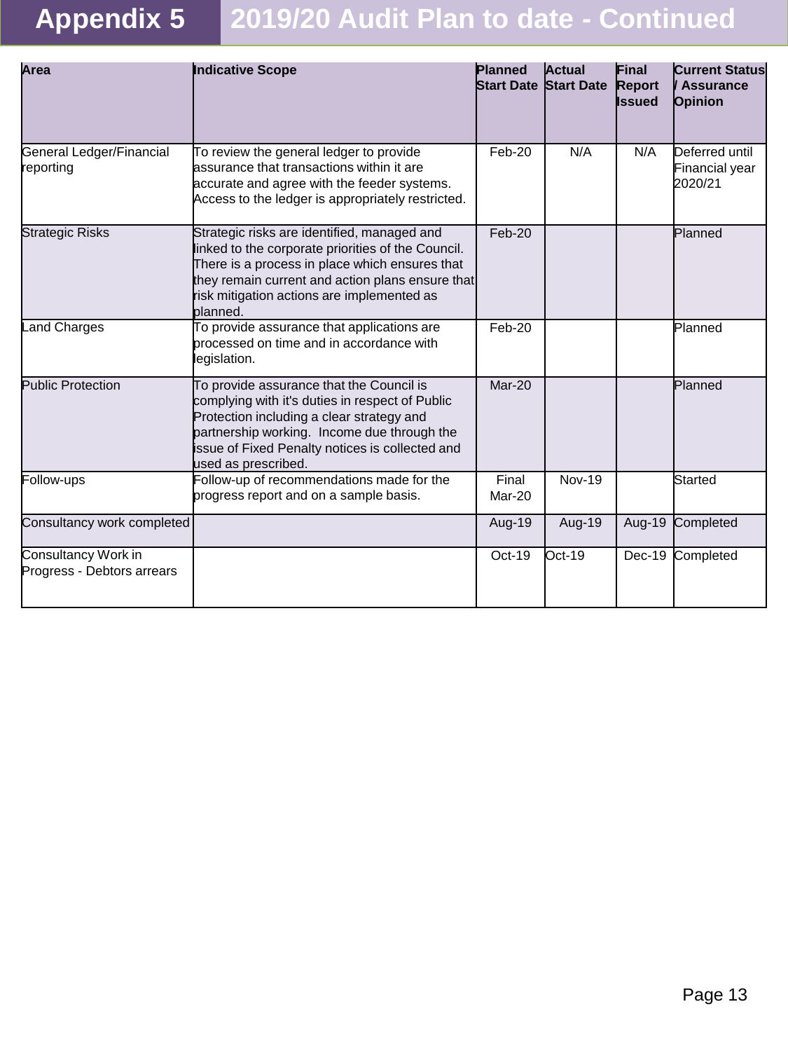# Appendix 5 2019/20 Audit Plan to date - Continued

| Area | Indicative Scope | Planned Start Date | Actual Start Date | Final Report Issued | Current Status / Assurance Opinion |
|---|---|---|---|---|---|
| General Ledger/Financial reporting | To review the general ledger to provide assurance that transactions within it are accurate and agree with the feeder systems. Access to the ledger is appropriately restricted. | Feb-20 | N/A | N/A | Deferred until Financial year 2020/21 |
| Strategic Risks | Strategic risks are identified, managed and linked to the corporate priorities of the Council. There is a process in place which ensures that they remain current and action plans ensure that risk mitigation actions are implemented as planned. | Feb-20 | | | Planned |
| Land Charges | To provide assurance that applications are processed on time and in accordance with legislation. | Feb-20 | | | Planned |
| Public Protection | To provide assurance that the Council is complying with it's duties in respect of Public Protection including a clear strategy and partnership working. Income due through the issue of Fixed Penalty notices is collected and used as prescribed. | Mar-20 | | | Planned |
| Follow-ups | Follow-up of recommendations made for the progress report and on a sample basis. | Final Mar-20 | Nov-19 | | Started |
| Consultancy work completed | | Aug-19 | Aug-19 | Aug-19 | Completed |
| Consultancy Work in Progress - Debtors arrears | | Oct-19 | Oct-19 | Dec-19 | Completed |